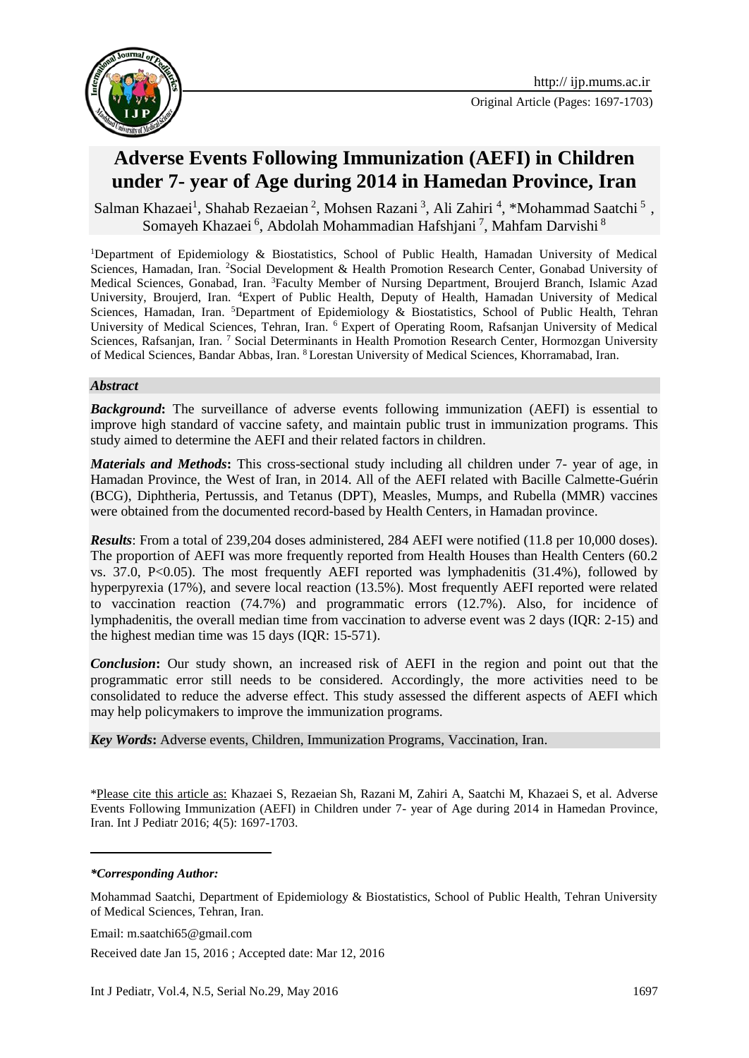# Adverse Events Following Immunization (AEFI) in Children under 7- year of Age during 2014 in Hamedan Province, Iran

Salman Khazaei[1], Shahab Rezaeian[2], Mohsen Razani[3], Ali Zahiri[4], *Mohammad Saatchi[5], Somayeh Khazaei[6], Abdolah Mohammadian Hafshjani[7], Mahfam Darvishi[8]

[1]Department of Epidemiology & Biostatistics, School of Public Health, Hamadan University of Medical Sciences, Hamadan, Iran. [2]Social Development & Health Promotion Research Center, Gonabad University of Medical Sciences, Gonabad, Iran. [3]Faculty Member of Nursing Department, Broujerd Branch, Islamic Azad University, Broujerd, Iran. [4]Expert of Public Health, Deputy of Health, Hamadan University of Medical Sciences, Hamadan, Iran. [5]Department of Epidemiology & Biostatistics, School of Public Health, Tehran University of Medical Sciences, Tehran, Iran. [6] Expert of Operating Room, Rafsanjan University of Medical Sciences, Rafsanjan, Iran. [7] Social Determinants in Health Promotion Research Center, Hormozgan University of Medical Sciences, Bandar Abbas, Iran. [8] Lorestan University of Medical Sciences, Khorramabad, Iran.

### *Abstract*

***Background*:** The surveillance of adverse events following immunization (AEFI) is essential to improve high standard of vaccine safety, and maintain public trust in immunization programs. This study aimed to determine the AEFI and their related factors in children.

***Materials and Methods*:** This cross-sectional study including all children under 7- year of age, in Hamadan Province, the West of Iran, in 2014. All of the AEFI related with Bacille Calmette-Guérin (BCG), Diphtheria, Pertussis, and Tetanus (DPT), Measles, Mumps, and Rubella (MMR) vaccines were obtained from the documented record-based by Health Centers, in Hamadan province.

***Results*:** From a total of 239,204 doses administered, 284 AEFI were notified (11.8 per 10,000 doses). The proportion of AEFI was more frequently reported from Health Houses than Health Centers (60.2 vs. 37.0, $P<0.05$). The most frequently AEFI reported was lymphadenitis (31.4%), followed by hyperpyrexia (17%), and severe local reaction (13.5%). Most frequently AEFI reported were related to vaccination reaction (74.7%) and programmatic errors (12.7%). Also, for incidence of lymphadenitis, the overall median time from vaccination to adverse event was 2 days (IQR: 2-15) and the highest median time was 15 days (IQR: 15-571).

***Conclusion*:** Our study shown, an increased risk of AEFI in the region and point out that the programmatic error still needs to be considered. Accordingly, the more activities need to be consolidated to reduce the adverse effect. This study assessed the different aspects of AEFI which may help policymakers to improve the immunization programs.

***Key Words*:** Adverse events, Children, Immunization Programs, Vaccination, Iran.

\*Please cite this article as: Khazaei S, Rezaeian Sh, Razani M, Zahiri A, Saatchi M, Khazaei S, et al. Adverse Events Following Immunization (AEFI) in Children under 7- year of Age during 2014 in Hamedan Province, Iran. Int J Pediatr 2016; 4(5): 1697-1703.

***\*Corresponding Author:***

Mohammad Saatchi, Department of Epidemiology & Biostatistics, School of Public Health, Tehran University of Medical Sciences, Tehran, Iran.

Email: m.saatchi65@gmail.com

Received date Jan 15, 2016 ; Accepted date: Mar 12, 2016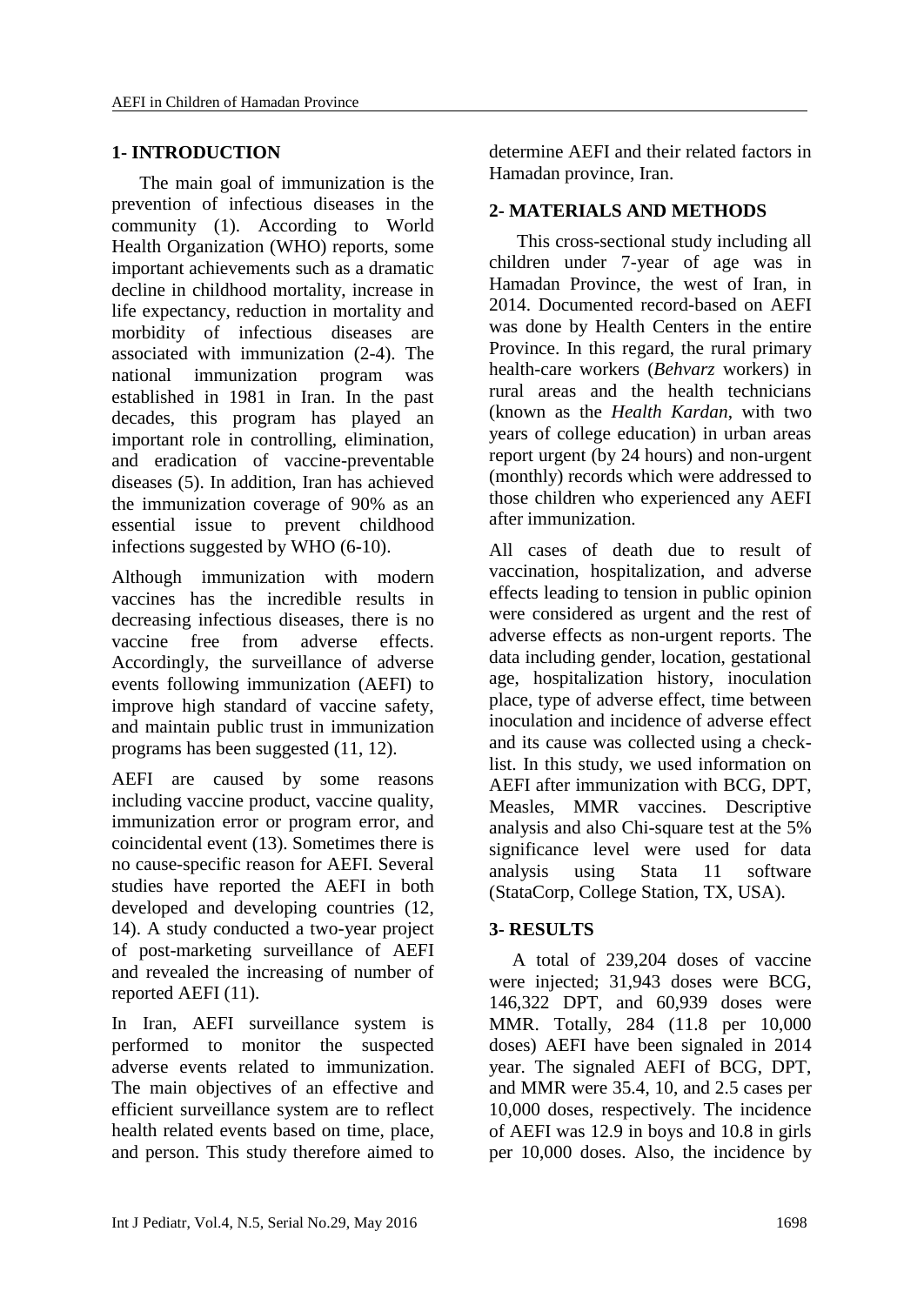## 1- INTRODUCTION

The main goal of immunization is the prevention of infectious diseases in the community (1). According to World Health Organization (WHO) reports, some important achievements such as a dramatic decline in childhood mortality, increase in life expectancy, reduction in mortality and morbidity of infectious diseases are associated with immunization (2-4). The national immunization program was established in 1981 in Iran. In the past decades, this program has played an important role in controlling, elimination, and eradication of vaccine-preventable diseases (5). In addition, Iran has achieved the immunization coverage of 90% as an essential issue to prevent childhood infections suggested by WHO (6-10).

Although immunization with modern vaccines has the incredible results in decreasing infectious diseases, there is no vaccine free from adverse effects. Accordingly, the surveillance of adverse events following immunization (AEFI) to improve high standard of vaccine safety, and maintain public trust in immunization programs has been suggested (11, 12).

AEFI are caused by some reasons including vaccine product, vaccine quality, immunization error or program error, and coincidental event (13). Sometimes there is no cause-specific reason for AEFI. Several studies have reported the AEFI in both developed and developing countries (12, 14). A study conducted a two-year project of post-marketing surveillance of AEFI and revealed the increasing of number of reported AEFI (11).

In Iran, AEFI surveillance system is performed to monitor the suspected adverse events related to immunization. The main objectives of an effective and efficient surveillance system are to reflect health related events based on time, place, and person. This study therefore aimed to determine AEFI and their related factors in Hamadan province, Iran.

## 2- MATERIALS AND METHODS

This cross-sectional study including all children under 7-year of age was in Hamadan Province, the west of Iran, in 2014. Documented record-based on AEFI was done by Health Centers in the entire Province. In this regard, the rural primary health-care workers (*Behvarz* workers) in rural areas and the health technicians (known as the *Health Kardan*, with two years of college education) in urban areas report urgent (by 24 hours) and non-urgent (monthly) records which were addressed to those children who experienced any AEFI after immunization.

All cases of death due to result of vaccination, hospitalization, and adverse effects leading to tension in public opinion were considered as urgent and the rest of adverse effects as non-urgent reports. The data including gender, location, gestational age, hospitalization history, inoculation place, type of adverse effect, time between inoculation and incidence of adverse effect and its cause was collected using a check-list. In this study, we used information on AEFI after immunization with BCG, DPT, Measles, MMR vaccines. Descriptive analysis and also Chi-square test at the 5% significance level were used for data analysis using Stata 11 software (StataCorp, College Station, TX, USA).

## 3- RESULTS

A total of 239,204 doses of vaccine were injected; 31,943 doses were BCG, 146,322 DPT, and 60,939 doses were MMR. Totally, 284 (11.8 per 10,000 doses) AEFI have been signaled in 2014 year. The signaled AEFI of BCG, DPT, and MMR were 35.4, 10, and 2.5 cases per 10,000 doses, respectively. The incidence of AEFI was 12.9 in boys and 10.8 in girls per 10,000 doses. Also, the incidence by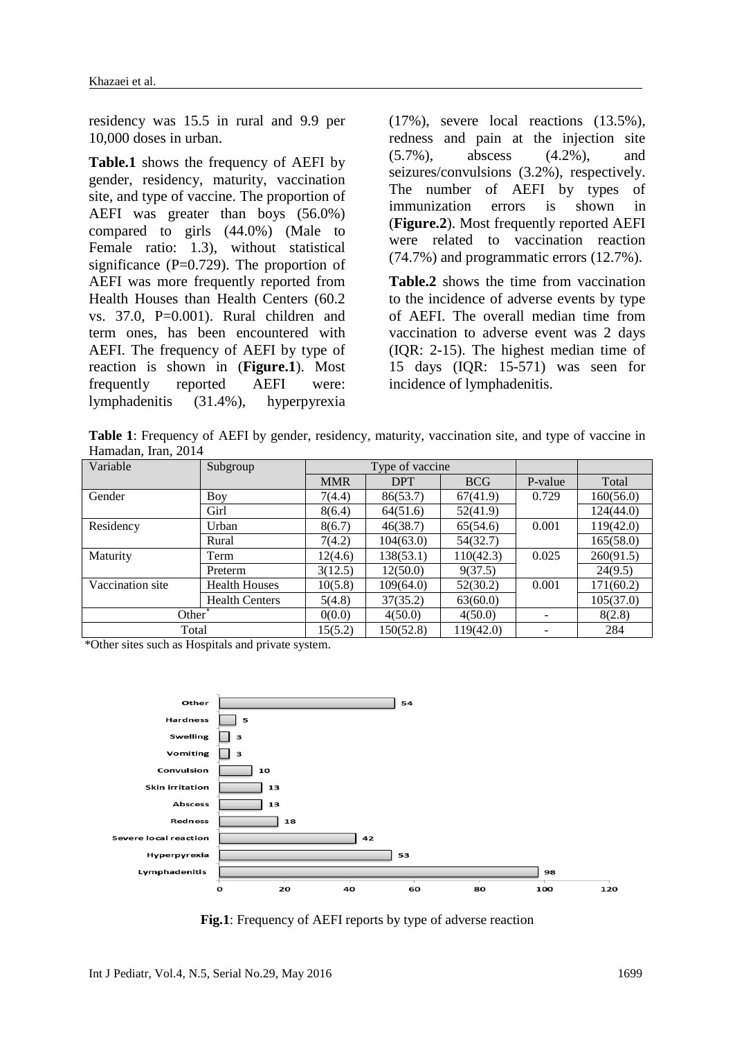residency was 15.5 in rural and 9.9 per 10,000 doses in urban.

**Table.1** shows the frequency of AEFI by gender, residency, maturity, vaccination site, and type of vaccine. The proportion of AEFI was greater than boys (56.0%) compared to girls (44.0%) (Male to Female ratio: 1.3), without statistical significance (P=0.729). The proportion of AEFI was more frequently reported from Health Houses than Health Centers (60.2 vs. 37.0, P=0.001). Rural children and term ones, has been encountered with AEFI. The frequency of AEFI by type of reaction is shown in (**Figure.1**). Most frequently reported AEFI were: lymphadenitis (31.4%), hyperpyrexia (17%), severe local reactions (13.5%), redness and pain at the injection site (5.7%), abscess (4.2%), and seizures/convulsions (3.2%), respectively. The number of AEFI by types of immunization errors is shown in (**Figure.2**). Most frequently reported AEFI were related to vaccination reaction (74.7%) and programmatic errors (12.7%).

**Table.2** shows the time from vaccination to the incidence of adverse events by type of AEFI. The overall median time from vaccination to adverse event was 2 days (IQR: 2-15). The highest median time of 15 days (IQR: 15-571) was seen for incidence of lymphadenitis.

**Table 1**: Frequency of AEFI by gender, residency, maturity, vaccination site, and type of vaccine in Hamadan, Iran, 2014

| Variable | Subgroup | Type of vaccine | | | | |
|---|---|---|---|---|---|---|
| | | MMR | DPT | BCG | P-value | Total |
| Gender | Boy | 7(4.4) | 86(53.7) | 67(41.9) | 0.729 | 160(56.0) |
| | Girl | 8(6.4) | 64(51.6) | 52(41.9) | | 124(44.0) |
| Residency | Urban | 8(6.7) | 46(38.7) | 65(54.6) | 0.001 | 119(42.0) |
| | Rural | 7(4.2) | 104(63.0) | 54(32.7) | | 165(58.0) |
| Maturity | Term | 12(4.6) | 138(53.1) | 110(42.3) | 0.025 | 260(91.5) |
| | Preterm | 3(12.5) | 12(50.0) | 9(37.5) | | 24(9.5) |
| Vaccination site | Health Houses | 10(5.8) | 109(64.0) | 52(30.2) | 0.001 | 171(60.2) |
| | Health Centers | 5(4.8) | 37(35.2) | 63(60.0) | | 105(37.0) |
| Other* | | 0(0.0) | 4(50.0) | 4(50.0) | - | 8(2.8) |
| Total | | 15(5.2) | 150(52.8) | 119(42.0) | - | 284 |

*Other sites such as Hospitals and private system.

| Type of adverse reaction | Frequency |
|---|---|
| Other | 54 |
| Hardness | 5 |
| Swelling | 3 |
| Vomiting | 3 |
| Convulsion | 10 |
| Skin irritation | 13 |
| Abscess | 13 |
| Redness | 18 |
| Severe local reaction | 42 |
| Hyperpyrexia | 53 |
| Lymphadenitis | 98 |

**Fig.1**: Frequency of AEFI reports by type of adverse reaction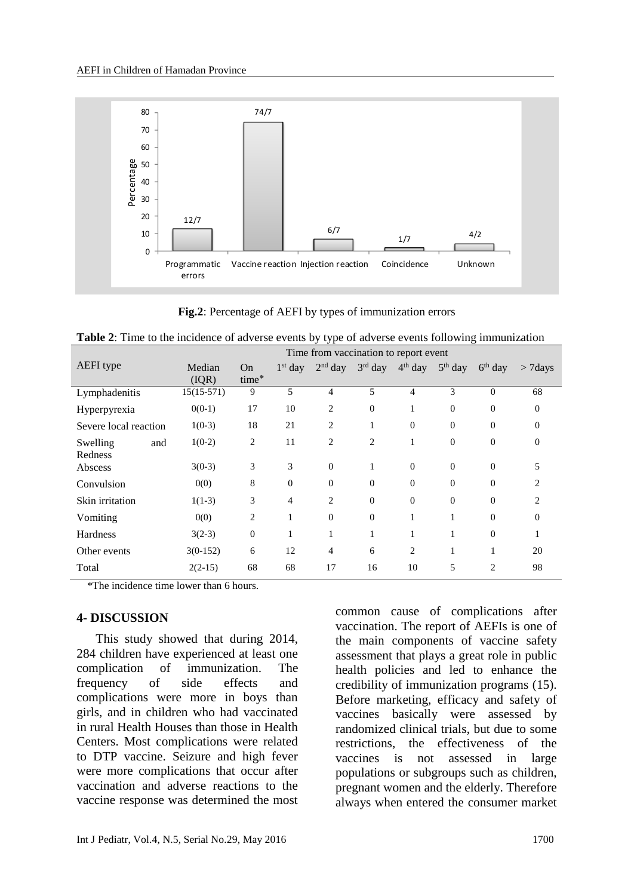Fig.2: Percentage of AEFI by types of immunization errors

**Table 2**: Time to the incidence of adverse events by type of adverse events following immunization

| AEFI type | Time from vaccination to report event | | | | | | | | |
|---|---|---|---|---|---|---|---|---|---|
| | Median (IQR) | On time* | 1st day | 2nd day | 3rd day | 4th day | 5th day | 6th day | > 7days |
| Lymphadenitis | 15(15-571) | 9 | 5 | 4 | 5 | 4 | 3 | 0 | 68 |
| Hyperpyrexia | 0(0-1) | 17 | 10 | 2 | 0 | 1 | 0 | 0 | 0 |
| Severe local reaction | 1(0-3) | 18 | 21 | 2 | 1 | 0 | 0 | 0 | 0 |
| Swelling and Redness | 1(0-2) | 2 | 11 | 2 | 2 | 1 | 0 | 0 | 0 |
| Abscess | 3(0-3) | 3 | 3 | 0 | 1 | 0 | 0 | 0 | 5 |
| Convulsion | 0(0) | 8 | 0 | 0 | 0 | 0 | 0 | 0 | 2 |
| Skin irritation | 1(1-3) | 3 | 4 | 2 | 0 | 0 | 0 | 0 | 2 |
| Vomiting | 0(0) | 2 | 1 | 0 | 0 | 1 | 1 | 0 | 0 |
| Hardness | 3(2-3) | 0 | 1 | 1 | 1 | 1 | 1 | 0 | 1 |
| Other events | 3(0-152) | 6 | 12 | 4 | 6 | 2 | 1 | 1 | 20 |
| Total | 2(2-15) | 68 | 68 | 17 | 16 | 10 | 5 | 2 | 98 |

*The incidence time lower than 6 hours.

## 4- DISCUSSION

This study showed that during 2014, 284 children have experienced at least one complication of immunization. The frequency of side effects and complications were more in boys than girls, and in children who had vaccinated in rural Health Houses than those in Health Centers. Most complications were related to DTP vaccine. Seizure and high fever were more complications that occur after vaccination and adverse reactions to the vaccine response was determined the most common cause of complications after vaccination. The report of AEFIs is one of the main components of vaccine safety assessment that plays a great role in public health policies and led to enhance the credibility of immunization programs (15). Before marketing, efficacy and safety of vaccines basically were assessed by randomized clinical trials, but due to some restrictions, the effectiveness of the vaccines is not assessed in large populations or subgroups such as children, pregnant women and the elderly. Therefore always when entered the consumer market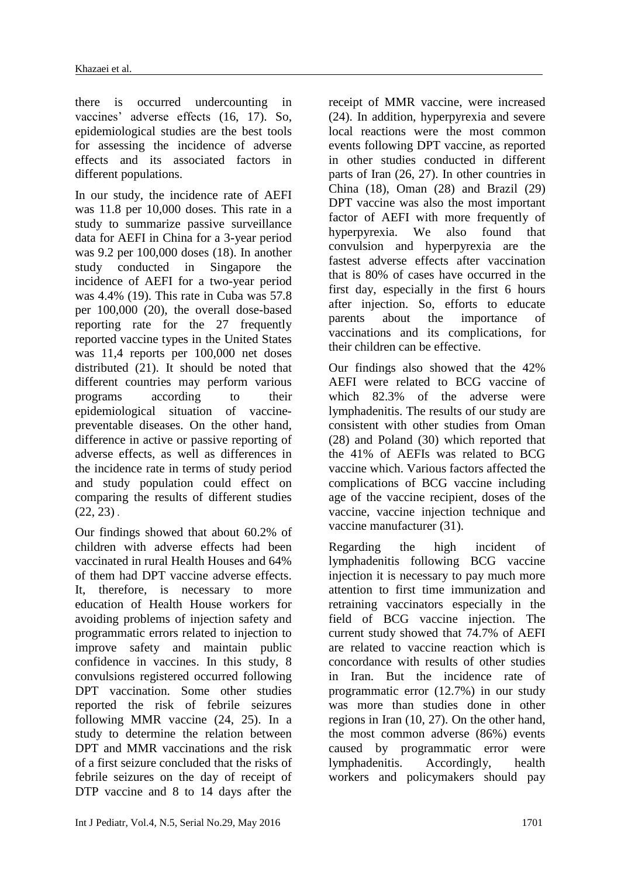there is occurred undercounting in vaccines' adverse effects (16, 17). So, epidemiological studies are the best tools for assessing the incidence of adverse effects and its associated factors in different populations.

In our study, the incidence rate of AEFI was 11.8 per 10,000 doses. This rate in a study to summarize passive surveillance data for AEFI in China for a 3-year period was 9.2 per 100,000 doses (18). In another study conducted in Singapore the incidence of AEFI for a two-year period was 4.4% (19). This rate in Cuba was 57.8 per 100,000 (20), the overall dose-based reporting rate for the 27 frequently reported vaccine types in the United States was 11,4 reports per 100,000 net doses distributed (21). It should be noted that different countries may perform various programs according to their epidemiological situation of vaccine-preventable diseases. On the other hand, difference in active or passive reporting of adverse effects, as well as differences in the incidence rate in terms of study period and study population could effect on comparing the results of different studies (22, 23).

Our findings showed that about 60.2% of children with adverse effects had been vaccinated in rural Health Houses and 64% of them had DPT vaccine adverse effects. It, therefore, is necessary to more education of Health House workers for avoiding problems of injection safety and programmatic errors related to injection to improve safety and maintain public confidence in vaccines. In this study, 8 convulsions registered occurred following DPT vaccination. Some other studies reported the risk of febrile seizures following MMR vaccine (24, 25). In a study to determine the relation between DPT and MMR vaccinations and the risk of a first seizure concluded that the risks of febrile seizures on the day of receipt of DTP vaccine and 8 to 14 days after the receipt of MMR vaccine, were increased (24). In addition, hyperpyrexia and severe local reactions were the most common events following DPT vaccine, as reported in other studies conducted in different parts of Iran (26, 27). In other countries in China (18), Oman (28) and Brazil (29) DPT vaccine was also the most important factor of AEFI with more frequently of hyperpyrexia. We also found that convulsion and hyperpyrexia are the fastest adverse effects after vaccination that is 80% of cases have occurred in the first day, especially in the first 6 hours after injection. So, efforts to educate parents about the importance of vaccinations and its complications, for their children can be effective.

Our findings also showed that the 42% AEFI were related to BCG vaccine of which 82.3% of the adverse were lymphadenitis. The results of our study are consistent with other studies from Oman (28) and Poland (30) which reported that the 41% of AEFIs was related to BCG vaccine which. Various factors affected the complications of BCG vaccine including age of the vaccine recipient, doses of the vaccine, vaccine injection technique and vaccine manufacturer (31).

Regarding the high incident of lymphadenitis following BCG vaccine injection it is necessary to pay much more attention to first time immunization and retraining vaccinators especially in the field of BCG vaccine injection. The current study showed that 74.7% of AEFI are related to vaccine reaction which is concordance with results of other studies in Iran. But the incidence rate of programmatic error (12.7%) in our study was more than studies done in other regions in Iran (10, 27). On the other hand, the most common adverse (86%) events caused by programmatic error were lymphadenitis. Accordingly, health workers and policymakers should pay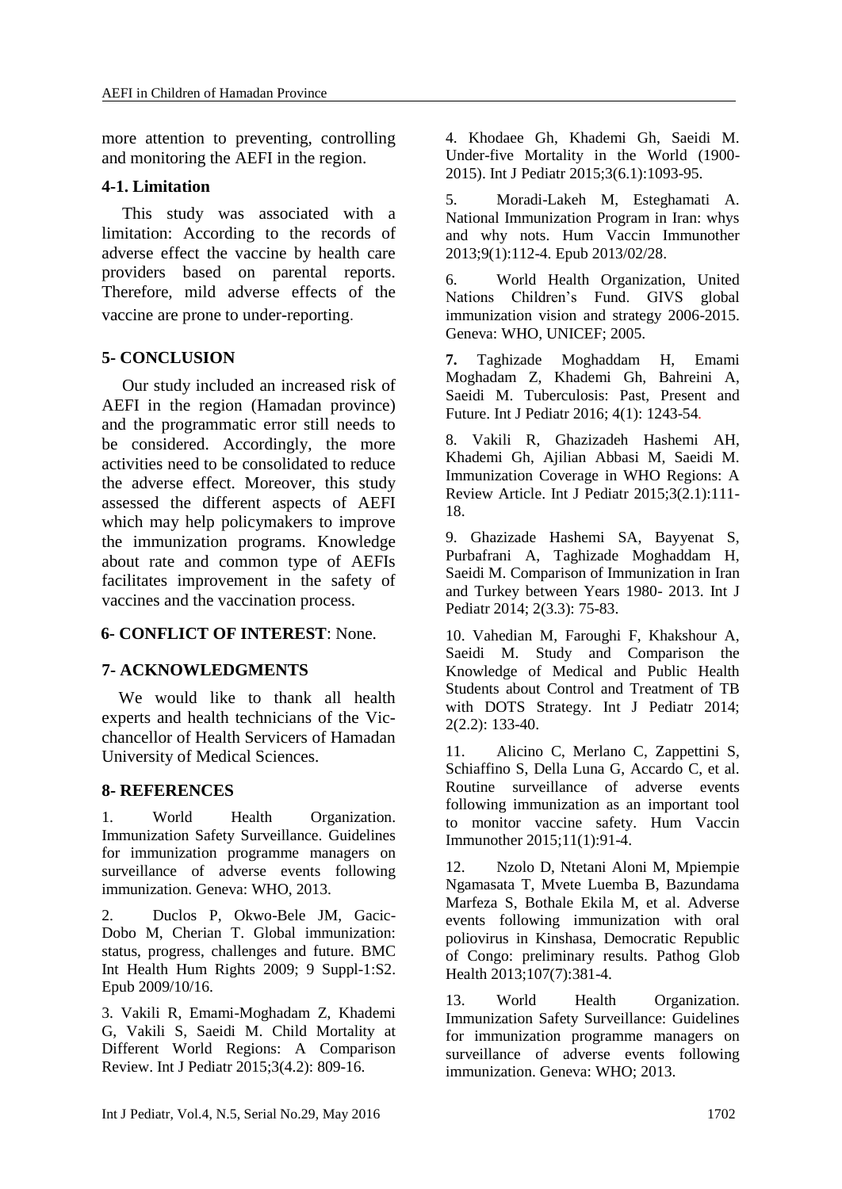more attention to preventing, controlling and monitoring the AEFI in the region.

### 4-1. Limitation

This study was associated with a limitation: According to the records of adverse effect the vaccine by health care providers based on parental reports. Therefore, mild adverse effects of the vaccine are prone to under-reporting.

## 5- CONCLUSION

Our study included an increased risk of AEFI in the region (Hamadan province) and the programmatic error still needs to be considered. Accordingly, the more activities need to be consolidated to reduce the adverse effect. Moreover, this study assessed the different aspects of AEFI which may help policymakers to improve the immunization programs. Knowledge about rate and common type of AEFIs facilitates improvement in the safety of vaccines and the vaccination process.

## 6- CONFLICT OF INTEREST: None.

## 7- ACKNOWLEDGMENTS

We would like to thank all health experts and health technicians of the Vic-chancellor of Health Servicers of Hamadan University of Medical Sciences.

## 8- REFERENCES

1. World Health Organization. Immunization Safety Surveillance. Guidelines for immunization programme managers on surveillance of adverse events following immunization. Geneva: WHO, 2013.

2. Duclos P, Okwo-Bele JM, Gacic-Dobo M, Cherian T. Global immunization: status, progress, challenges and future. BMC Int Health Hum Rights 2009; 9 Suppl-1:S2. Epub 2009/10/16.

3. Vakili R, Emami-Moghadam Z, Khademi G, Vakili S, Saeidi M. Child Mortality at Different World Regions: A Comparison Review. Int J Pediatr 2015;3(4.2): 809-16.

4. Khodaee Gh, Khademi Gh, Saeidi M. Under-five Mortality in the World (1900-2015). Int J Pediatr 2015;3(6.1):1093-95.

5. Moradi-Lakeh M, Esteghamati A. National Immunization Program in Iran: whys and why nots. Hum Vaccin Immunother 2013;9(1):112-4. Epub 2013/02/28.

6. World Health Organization, United Nations Children's Fund. GIVS global immunization vision and strategy 2006-2015. Geneva: WHO, UNICEF; 2005.

7. Taghizade Moghaddam H, Emami Moghadam Z, Khademi Gh, Bahreini A, Saeidi M. Tuberculosis: Past, Present and Future. Int J Pediatr 2016; 4(1): 1243-54.

8. Vakili R, Ghazizadeh Hashemi AH, Khademi Gh, Ajilian Abbasi M, Saeidi M. Immunization Coverage in WHO Regions: A Review Article. Int J Pediatr 2015;3(2.1):111-18.

9. Ghazizade Hashemi SA, Bayyenat S, Purbafrani A, Taghizade Moghaddam H, Saeidi M. Comparison of Immunization in Iran and Turkey between Years 1980- 2013. Int J Pediatr 2014; 2(3.3): 75-83.

10. Vahedian M, Faroughi F, Khakshour A, Saeidi M. Study and Comparison the Knowledge of Medical and Public Health Students about Control and Treatment of TB with DOTS Strategy. Int J Pediatr 2014; 2(2.2): 133-40.

11. Alicino C, Merlano C, Zappettini S, Schiaffino S, Della Luna G, Accardo C, et al. Routine surveillance of adverse events following immunization as an important tool to monitor vaccine safety. Hum Vaccin Immunother 2015;11(1):91-4.

12. Nzolo D, Ntetani Aloni M, Mpiempie Ngamasata T, Mvete Luemba B, Bazundama Marfeza S, Bothale Ekila M, et al. Adverse events following immunization with oral poliovirus in Kinshasa, Democratic Republic of Congo: preliminary results. Pathog Glob Health 2013;107(7):381-4.

13. World Health Organization. Immunization Safety Surveillance: Guidelines for immunization programme managers on surveillance of adverse events following immunization. Geneva: WHO; 2013.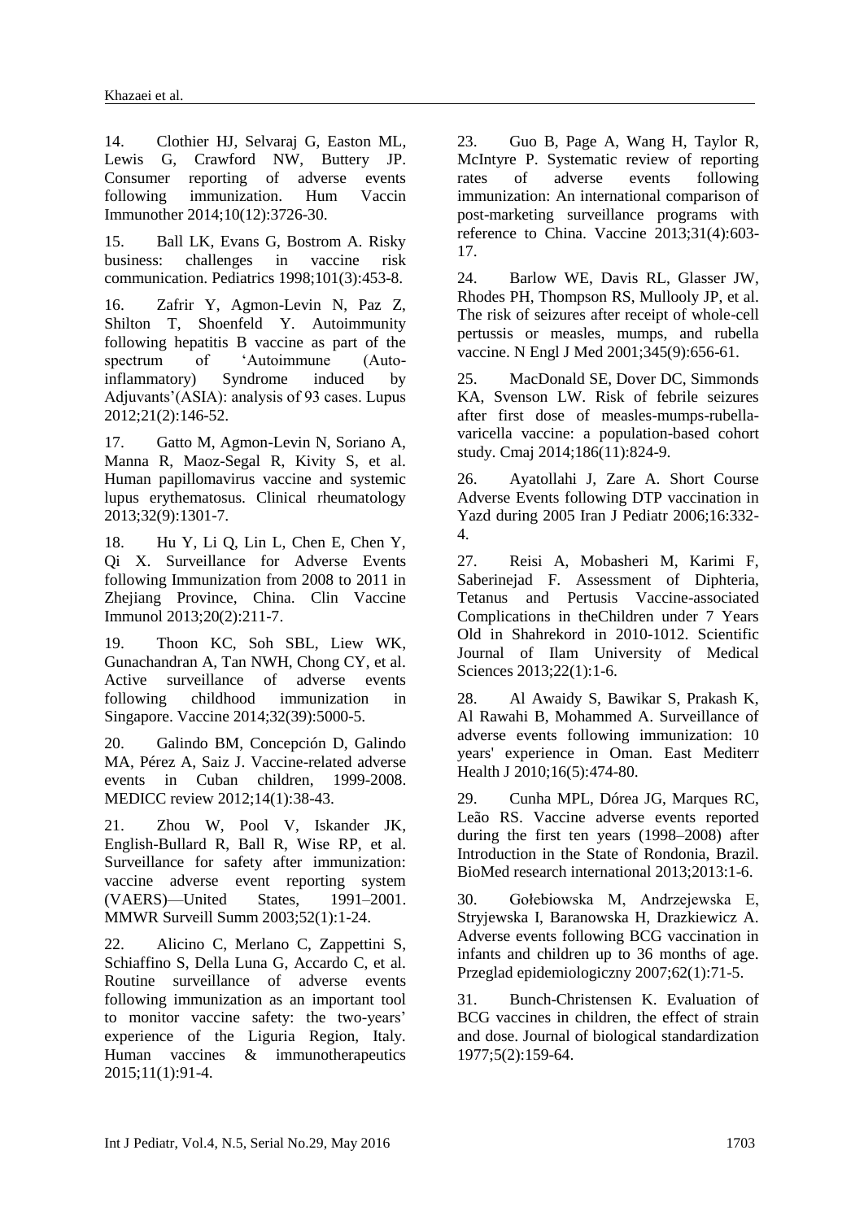14. Clothier HJ, Selvaraj G, Easton ML, Lewis G, Crawford NW, Buttery JP. Consumer reporting of adverse events following immunization. Hum Vaccin Immunother 2014;10(12):3726-30.

15. Ball LK, Evans G, Bostrom A. Risky business: challenges in vaccine risk communication. Pediatrics 1998;101(3):453-8.

16. Zafrir Y, Agmon-Levin N, Paz Z, Shilton T, Shoenfeld Y. Autoimmunity following hepatitis B vaccine as part of the spectrum of 'Autoimmune (Auto-inflammatory) Syndrome induced by Adjuvants'(ASIA): analysis of 93 cases. Lupus 2012;21(2):146-52.

17. Gatto M, Agmon-Levin N, Soriano A, Manna R, Maoz-Segal R, Kivity S, et al. Human papillomavirus vaccine and systemic lupus erythematosus. Clinical rheumatology 2013;32(9):1301-7.

18. Hu Y, Li Q, Lin L, Chen E, Chen Y, Qi X. Surveillance for Adverse Events following Immunization from 2008 to 2011 in Zhejiang Province, China. Clin Vaccine Immunol 2013;20(2):211-7.

19. Thoon KC, Soh SBL, Liew WK, Gunachandran A, Tan NWH, Chong CY, et al. Active surveillance of adverse events following childhood immunization in Singapore. Vaccine 2014;32(39):5000-5.

20. Galindo BM, Concepción D, Galindo MA, Pérez A, Saiz J. Vaccine-related adverse events in Cuban children, 1999-2008. MEDICC review 2012;14(1):38-43.

21. Zhou W, Pool V, Iskander JK, English-Bullard R, Ball R, Wise RP, et al. Surveillance for safety after immunization: vaccine adverse event reporting system (VAERS)—United States, 1991–2001. MMWR Surveill Summ 2003;52(1):1-24.

22. Alicino C, Merlano C, Zappettini S, Schiaffino S, Della Luna G, Accardo C, et al. Routine surveillance of adverse events following immunization as an important tool to monitor vaccine safety: the two-years' experience of the Liguria Region, Italy. Human vaccines & immunotherapeutics 2015;11(1):91-4.

23. Guo B, Page A, Wang H, Taylor R, McIntyre P. Systematic review of reporting rates of adverse events following immunization: An international comparison of post-marketing surveillance programs with reference to China. Vaccine 2013;31(4):603-17.

24. Barlow WE, Davis RL, Glasser JW, Rhodes PH, Thompson RS, Mullooly JP, et al. The risk of seizures after receipt of whole-cell pertussis or measles, mumps, and rubella vaccine. N Engl J Med 2001;345(9):656-61.

25. MacDonald SE, Dover DC, Simmonds KA, Svenson LW. Risk of febrile seizures after first dose of measles-mumps-rubella-varicella vaccine: a population-based cohort study. Cmaj 2014;186(11):824-9.

26. Ayatollahi J, Zare A. Short Course Adverse Events following DTP vaccination in Yazd during 2005 Iran J Pediatr 2006;16:332-4.

27. Reisi A, Mobasheri M, Karimi F, Saberinejad F. Assessment of Diphteria, Tetanus and Pertusis Vaccine-associated Complications in theChildren under 7 Years Old in Shahrekord in 2010-1012. Scientific Journal of Ilam University of Medical Sciences 2013;22(1):1-6.

28. Al Awaidy S, Bawikar S, Prakash K, Al Rawahi B, Mohammed A. Surveillance of adverse events following immunization: 10 years' experience in Oman. East Mediterr Health J 2010;16(5):474-80.

29. Cunha MPL, Dórea JG, Marques RC, Leão RS. Vaccine adverse events reported during the first ten years (1998–2008) after Introduction in the State of Rondonia, Brazil. BioMed research international 2013;2013:1-6.

30. Gołebiowska M, Andrzejewska E, Stryjewska I, Baranowska H, Drazkiewicz A. Adverse events following BCG vaccination in infants and children up to 36 months of age. Przeglad epidemiologiczny 2007;62(1):71-5.

31. Bunch-Christensen K. Evaluation of BCG vaccines in children, the effect of strain and dose. Journal of biological standardization 1977;5(2):159-64.